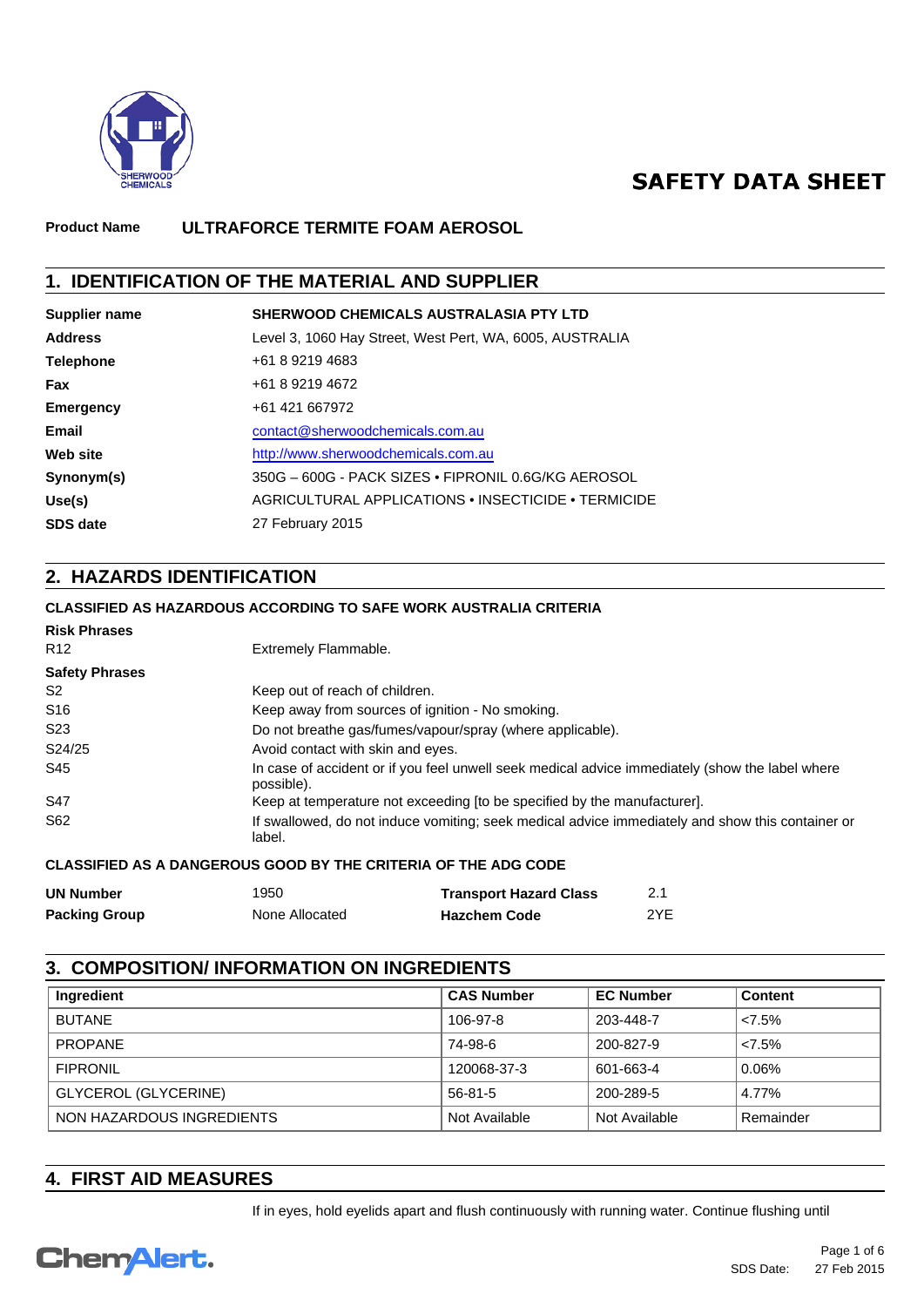# SAFETY DATA SHEET

**Product Name** ULTRAFORCE TERMITE FOAM AEROSOL

## 1. IDENTIFICATION OF THE MATERIAL AND SUPPLIER

| | |
|---|---|
| **Supplier name** | **SHERWOOD CHEMICALS AUSTRALASIA PTY LTD** |
| **Address** | Level 3, 1060 Hay Street, West Pert, WA, 6005, AUSTRALIA |
| **Telephone** | +61 8 9219 4683 |
| **Fax** | +61 8 9219 4672 |
| **Emergency** | +61 421 667972 |
| **Email** | contact@sherwoodchemicals.com.au |
| **Web site** | http://www.sherwoodchemicals.com.au |
| **Synonym(s)** | 350G – 600G - PACK SIZES • FIPRONIL 0.6G/KG AEROSOL |
| **Use(s)** | AGRICULTURAL APPLICATIONS • INSECTICIDE • TERMICIDE |
| **SDS date** | 27 February 2015 |

## 2. HAZARDS IDENTIFICATION

**CLASSIFIED AS HAZARDOUS ACCORDING TO SAFE WORK AUSTRALIA CRITERIA**

**Risk Phrases**

| | |
|---|---|
| R12 | Extremely Flammable. |

**Safety Phrases**

| | |
|---|---|
| S2 | Keep out of reach of children. |
| S16 | Keep away from sources of ignition - No smoking. |
| S23 | Do not breathe gas/fumes/vapour/spray (where applicable). |
| S24/25 | Avoid contact with skin and eyes. |
| S45 | In case of accident or if you feel unwell seek medical advice immediately (show the label where possible). |
| S47 | Keep at temperature not exceeding [to be specified by the manufacturer]. |
| S62 | If swallowed, do not induce vomiting; seek medical advice immediately and show this container or label. |

**CLASSIFIED AS A DANGEROUS GOOD BY THE CRITERIA OF THE ADG CODE**

| | | | |
|---|---|---|---|
| **UN Number** | 1950 | **Transport Hazard Class** | 2.1 |
| **Packing Group** | None Allocated | **Hazchem Code** | 2YE |

## 3. COMPOSITION/ INFORMATION ON INGREDIENTS

| Ingredient | CAS Number | EC Number | Content |
|---|---|---|---|
| BUTANE | 106-97-8 | 203-448-7 | <7.5% |
| PROPANE | 74-98-6 | 200-827-9 | <7.5% |
| FIPRONIL | 120068-37-3 | 601-663-4 | 0.06% |
| GLYCEROL (GLYCERINE) | 56-81-5 | 200-289-5 | 4.77% |
| NON HAZARDOUS INGREDIENTS | Not Available | Not Available | Remainder |

## 4. FIRST AID MEASURES

If in eyes, hold eyelids apart and flush continuously with running water. Continue flushing until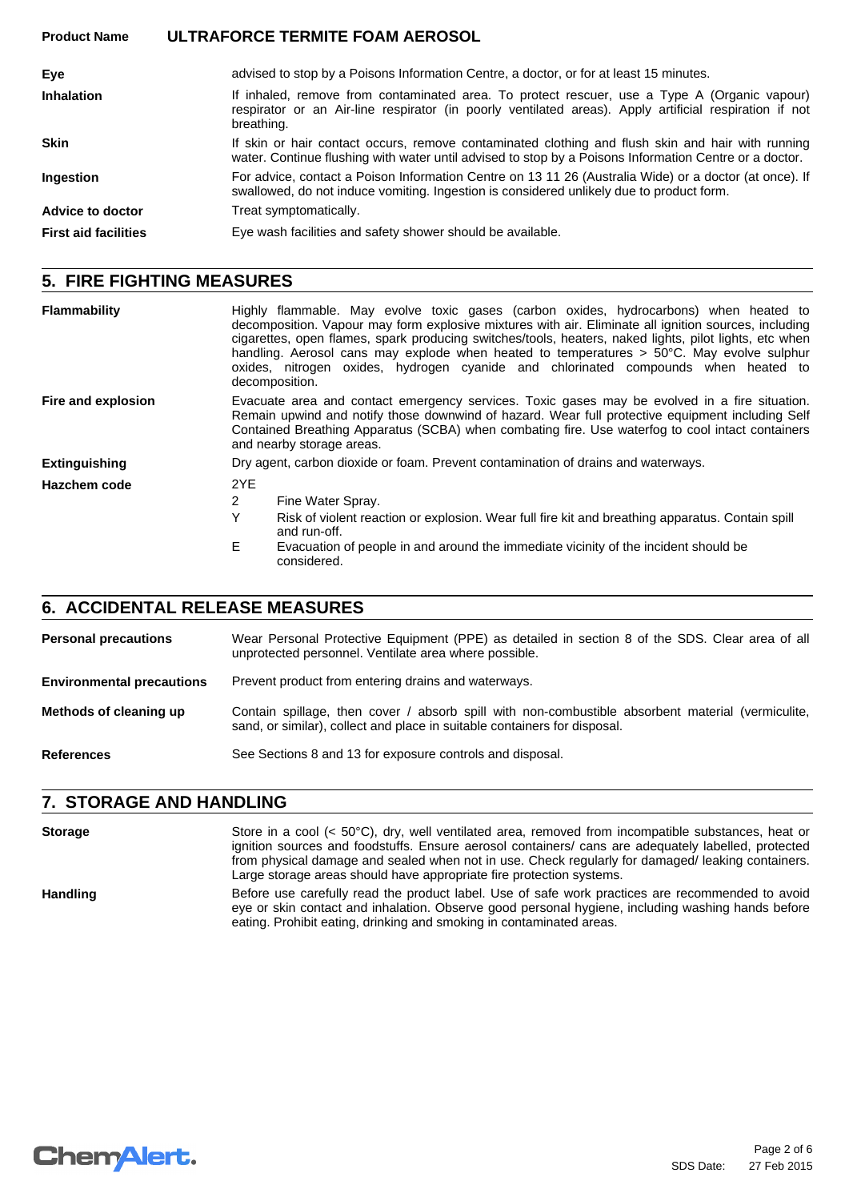| | |
|---|---|
| **Eye** | advised to stop by a Poisons Information Centre, a doctor, or for at least 15 minutes. |
| **Inhalation** | If inhaled, remove from contaminated area. To protect rescuer, use a Type A (Organic vapour) respirator or an Air-line respirator (in poorly ventilated areas). Apply artificial respiration if not breathing. |
| **Skin** | If skin or hair contact occurs, remove contaminated clothing and flush skin and hair with running water. Continue flushing with water until advised to stop by a Poisons Information Centre or a doctor. |
| **Ingestion** | For advice, contact a Poison Information Centre on 13 11 26 (Australia Wide) or a doctor (at once). If swallowed, do not induce vomiting. Ingestion is considered unlikely due to product form. |
| **Advice to doctor** | Treat symptomatically. |
| **First aid facilities** | Eye wash facilities and safety shower should be available. |

## 5. FIRE FIGHTING MEASURES

| | |
|---|---|
| **Flammability** | Highly flammable. May evolve toxic gases (carbon oxides, hydrocarbons) when heated to decomposition. Vapour may form explosive mixtures with air. Eliminate all ignition sources, including cigarettes, open flames, spark producing switches/tools, heaters, naked lights, pilot lights, etc when handling. Aerosol cans may explode when heated to temperatures > 50°C. May evolve sulphur oxides, nitrogen oxides, hydrogen cyanide and chlorinated compounds when heated to decomposition. |
| **Fire and explosion** | Evacuate area and contact emergency services. Toxic gases may be evolved in a fire situation. Remain upwind and notify those downwind of hazard. Wear full protective equipment including Self Contained Breathing Apparatus (SCBA) when combating fire. Use waterfog to cool intact containers and nearby storage areas. |
| **Extinguishing** | Dry agent, carbon dioxide or foam. Prevent contamination of drains and waterways. |
| **Hazchem code** | 2YE<br>2 Fine Water Spray.<br>Y Risk of violent reaction or explosion. Wear full fire kit and breathing apparatus. Contain spill and run-off.<br>E Evacuation of people in and around the immediate vicinity of the incident should be considered. |

## 6. ACCIDENTAL RELEASE MEASURES

| | |
|---|---|
| **Personal precautions** | Wear Personal Protective Equipment (PPE) as detailed in section 8 of the SDS. Clear area of all unprotected personnel. Ventilate area where possible. |
| **Environmental precautions** | Prevent product from entering drains and waterways. |
| **Methods of cleaning up** | Contain spillage, then cover / absorb spill with non-combustible absorbent material (vermiculite, sand, or similar), collect and place in suitable containers for disposal. |
| **References** | See Sections 8 and 13 for exposure controls and disposal. |

## 7. STORAGE AND HANDLING

| | |
|---|---|
| **Storage** | Store in a cool (< 50°C), dry, well ventilated area, removed from incompatible substances, heat or ignition sources and foodstuffs. Ensure aerosol containers/ cans are adequately labelled, protected from physical damage and sealed when not in use. Check regularly for damaged/ leaking containers. Large storage areas should have appropriate fire protection systems. |
| **Handling** | Before use carefully read the product label. Use of safe work practices are recommended to avoid eye or skin contact and inhalation. Observe good personal hygiene, including washing hands before eating. Prohibit eating, drinking and smoking in contaminated areas. |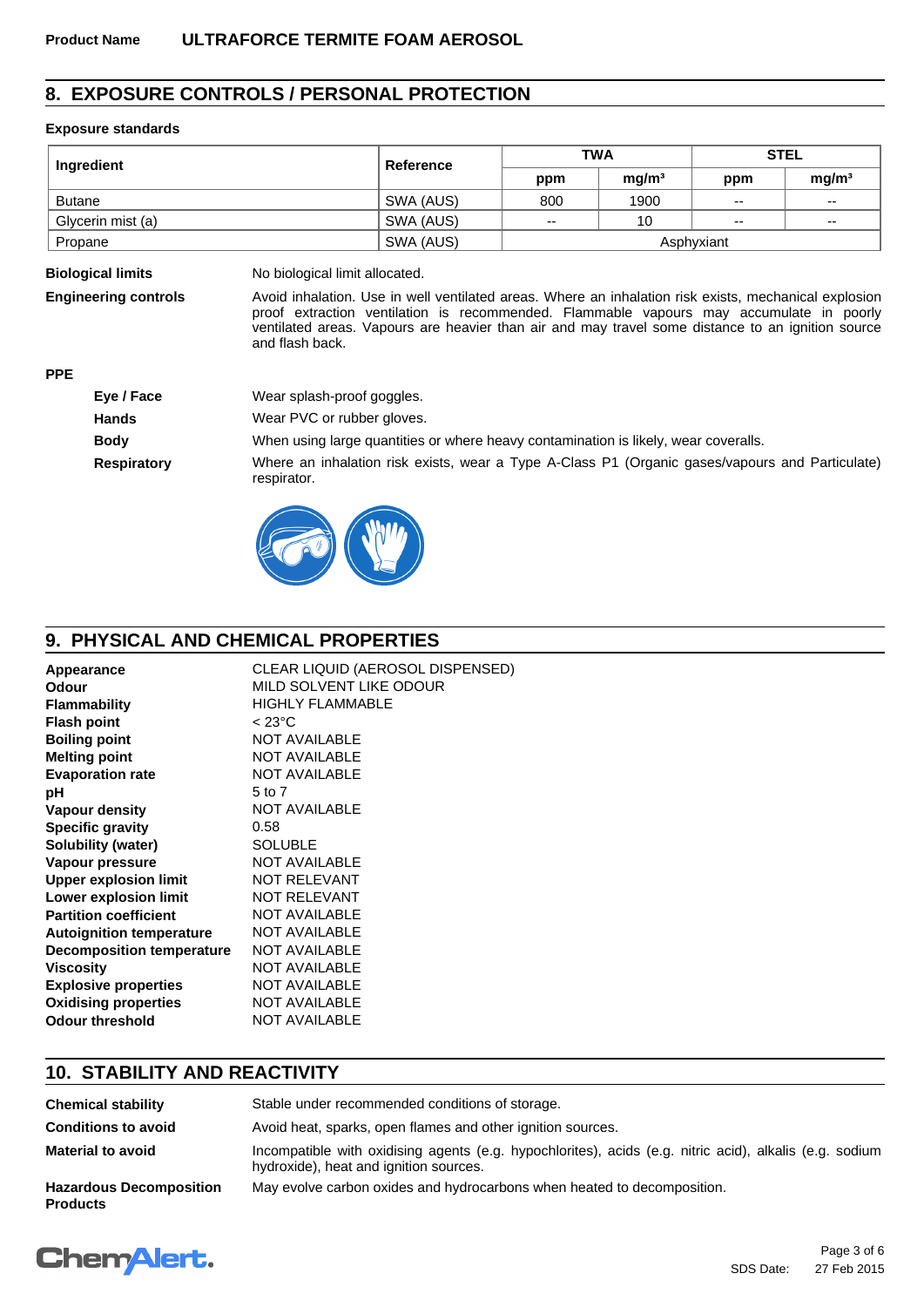**Product Name** **ULTRAFORCE TERMITE FOAM AEROSOL**

## 8. EXPOSURE CONTROLS / PERSONAL PROTECTION

**Exposure standards**

| Ingredient | Reference | TWA | | STEL | |
|---|---|---|---|---|---|
| | | ppm | mg/m³ | ppm | mg/m³ |
| Butane | SWA (AUS) | 800 | 1900 | -- | -- |
| Glycerin mist (a) | SWA (AUS) | -- | 10 | -- | -- |
| Propane | SWA (AUS) | Asphyxiant | | | |

**Biological limits** No biological limit allocated.

**Engineering controls** Avoid inhalation. Use in well ventilated areas. Where an inhalation risk exists, mechanical explosion proof extraction ventilation is recommended. Flammable vapours may accumulate in poorly ventilated areas. Vapours are heavier than air and may travel some distance to an ignition source and flash back.

**PPE**

**Eye / Face** Wear splash-proof goggles.

**Hands** Wear PVC or rubber gloves.

**Body** When using large quantities or where heavy contamination is likely, wear coveralls.

**Respiratory** Where an inhalation risk exists, wear a Type A-Class P1 (Organic gases/vapours and Particulate) respirator.

## 9. PHYSICAL AND CHEMICAL PROPERTIES

**Appearance** CLEAR LIQUID (AEROSOL DISPENSED)
**Odour** MILD SOLVENT LIKE ODOUR
**Flammability** HIGHLY FLAMMABLE
**Flash point** < 23°C
**Boiling point** NOT AVAILABLE
**Melting point** NOT AVAILABLE
**Evaporation rate** NOT AVAILABLE
**pH** 5 to 7
**Vapour density** NOT AVAILABLE
**Specific gravity** 0.58
**Solubility (water)** SOLUBLE
**Vapour pressure** NOT AVAILABLE
**Upper explosion limit** NOT RELEVANT
**Lower explosion limit** NOT RELEVANT
**Partition coefficient** NOT AVAILABLE
**Autoignition temperature** NOT AVAILABLE
**Decomposition temperature** NOT AVAILABLE
**Viscosity** NOT AVAILABLE
**Explosive properties** NOT AVAILABLE
**Oxidising properties** NOT AVAILABLE
**Odour threshold** NOT AVAILABLE

## 10. STABILITY AND REACTIVITY

**Chemical stability** Stable under recommended conditions of storage.

**Conditions to avoid** Avoid heat, sparks, open flames and other ignition sources.

**Material to avoid** Incompatible with oxidising agents (e.g. hypochlorites), acids (e.g. nitric acid), alkalis (e.g. sodium hydroxide), heat and ignition sources.

**Hazardous Decomposition Products** May evolve carbon oxides and hydrocarbons when heated to decomposition.

SDS Date: 27 Feb 2015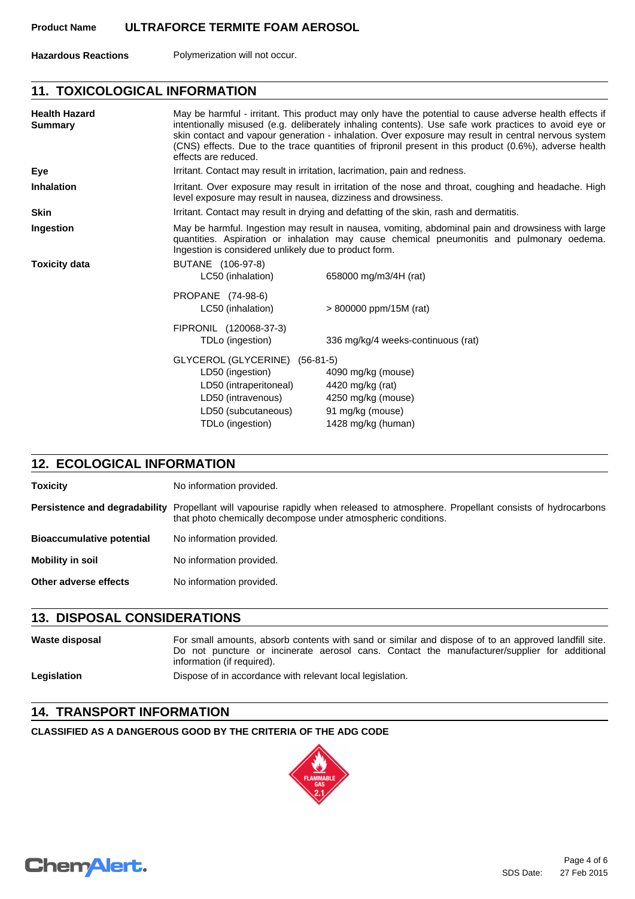**Product Name** ULTRAFORCE TERMITE FOAM AEROSOL

**Hazardous Reactions** Polymerization will not occur.

## 11. TOXICOLOGICAL INFORMATION

**Health Hazard Summary**
May be harmful - irritant. This product may only have the potential to cause adverse health effects if intentionally misused (e.g. deliberately inhaling contents). Use safe work practices to avoid eye or skin contact and vapour generation - inhalation. Over exposure may result in central nervous system (CNS) effects. Due to the trace quantities of fipronil present in this product (0.6%), adverse health effects are reduced.

**Eye**
Irritant. Contact may result in irritation, lacrimation, pain and redness.

**Inhalation**
Irritant. Over exposure may result in irritation of the nose and throat, coughing and headache. High level exposure may result in nausea, dizziness and drowsiness.

**Skin**
Irritant. Contact may result in drying and defatting of the skin, rash and dermatitis.

**Ingestion**
May be harmful. Ingestion may result in nausea, vomiting, abdominal pain and drowsiness with large quantities. Aspiration or inhalation may cause chemical pneumonitis and pulmonary oedema. Ingestion is considered unlikely due to product form.

**Toxicity data**

| Substance / Test | Value |
|---|---|
| BUTANE (106-97-8) | |
| LC50 (inhalation) | 658000 mg/m3/4H (rat) |
| PROPANE (74-98-6) | |
| LC50 (inhalation) | > 800000 ppm/15M (rat) |
| FIPRONIL (120068-37-3) | |
| TDLo (ingestion) | 336 mg/kg/4 weeks-continuous (rat) |
| GLYCEROL (GLYCERINE) (56-81-5) | |
| LD50 (ingestion) | 4090 mg/kg (mouse) |
| LD50 (intraperitoneal) | 4420 mg/kg (rat) |
| LD50 (intravenous) | 4250 mg/kg (mouse) |
| LD50 (subcutaneous) | 91 mg/kg (mouse) |
| TDLo (ingestion) | 1428 mg/kg (human) |

## 12. ECOLOGICAL INFORMATION

**Toxicity**
No information provided.

**Persistence and degradability**
Propellant will vapourise rapidly when released to atmosphere. Propellant consists of hydrocarbons that photo chemically decompose under atmospheric conditions.

**Bioaccumulative potential**
No information provided.

**Mobility in soil**
No information provided.

**Other adverse effects**
No information provided.

## 13. DISPOSAL CONSIDERATIONS

**Waste disposal**
For small amounts, absorb contents with sand or similar and dispose of to an approved landfill site. Do not puncture or incinerate aerosol cans. Contact the manufacturer/supplier for additional information (if required).

**Legislation**
Dispose of in accordance with relevant local legislation.

## 14. TRANSPORT INFORMATION

**CLASSIFIED AS A DANGEROUS GOOD BY THE CRITERIA OF THE ADG CODE**

FLAMMABLE GAS 2.1

SDS Date: 27 Feb 2015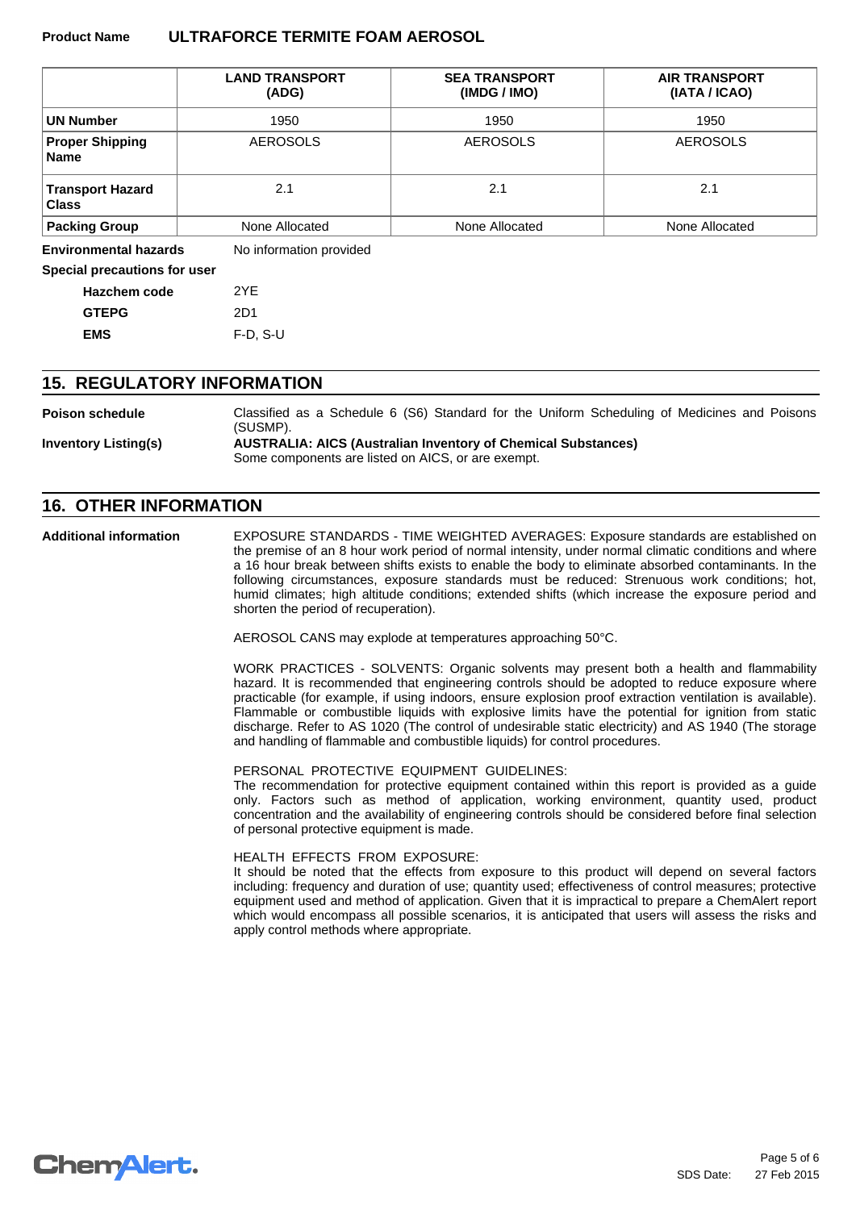**Product Name** **ULTRAFORCE TERMITE FOAM AEROSOL**

| | LAND TRANSPORT (ADG) | SEA TRANSPORT (IMDG / IMO) | AIR TRANSPORT (IATA / ICAO) |
|---|---|---|---|
| **UN Number** | 1950 | 1950 | 1950 |
| **Proper Shipping Name** | AEROSOLS | AEROSOLS | AEROSOLS |
| **Transport Hazard Class** | 2.1 | 2.1 | 2.1 |
| **Packing Group** | None Allocated | None Allocated | None Allocated |

**Environmental hazards** No information provided

**Special precautions for user**

**Hazchem code** 2YE

**GTEPG** 2D1

**EMS** F-D, S-U

## 15. REGULATORY INFORMATION

**Poison schedule** Classified as a Schedule 6 (S6) Standard for the Uniform Scheduling of Medicines and Poisons (SUSMP).

**Inventory Listing(s)** **AUSTRALIA: AICS (Australian Inventory of Chemical Substances)**
Some components are listed on AICS, or are exempt.

## 16. OTHER INFORMATION

**Additional information**

EXPOSURE STANDARDS - TIME WEIGHTED AVERAGES: Exposure standards are established on the premise of an 8 hour work period of normal intensity, under normal climatic conditions and where a 16 hour break between shifts exists to enable the body to eliminate absorbed contaminants. In the following circumstances, exposure standards must be reduced: Strenuous work conditions; hot, humid climates; high altitude conditions; extended shifts (which increase the exposure period and shorten the period of recuperation).

AEROSOL CANS may explode at temperatures approaching 50°C.

WORK PRACTICES - SOLVENTS: Organic solvents may present both a health and flammability hazard. It is recommended that engineering controls should be adopted to reduce exposure where practicable (for example, if using indoors, ensure explosion proof extraction ventilation is available). Flammable or combustible liquids with explosive limits have the potential for ignition from static discharge. Refer to AS 1020 (The control of undesirable static electricity) and AS 1940 (The storage and handling of flammable and combustible liquids) for control procedures.

PERSONAL PROTECTIVE EQUIPMENT GUIDELINES:
The recommendation for protective equipment contained within this report is provided as a guide only. Factors such as method of application, working environment, quantity used, product concentration and the availability of engineering controls should be considered before final selection of personal protective equipment is made.

HEALTH EFFECTS FROM EXPOSURE:
It should be noted that the effects from exposure to this product will depend on several factors including: frequency and duration of use; quantity used; effectiveness of control measures; protective equipment used and method of application. Given that it is impractical to prepare a ChemAlert report which would encompass all possible scenarios, it is anticipated that users will assess the risks and apply control methods where appropriate.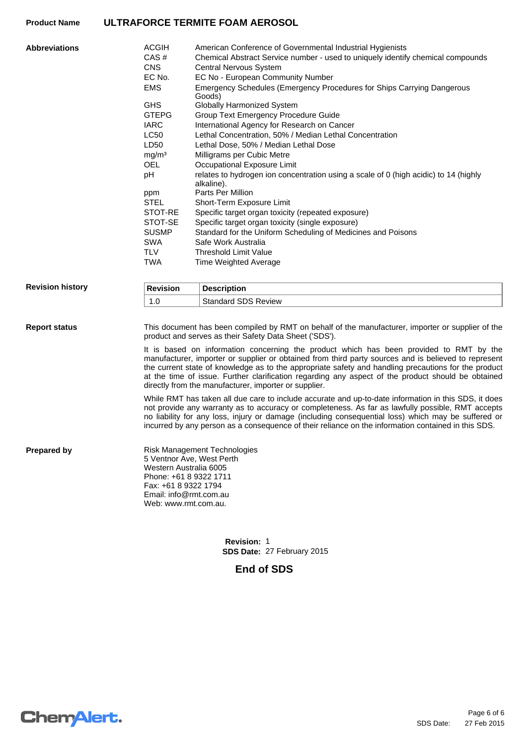**Product Name** ULTRAFORCE TERMITE FOAM AEROSOL

**Abbreviations**

| | |
|---|---|
| ACGIH | American Conference of Governmental Industrial Hygienists |
| CAS # | Chemical Abstract Service number - used to uniquely identify chemical compounds |
| CNS | Central Nervous System |
| EC No. | EC No - European Community Number |
| EMS | Emergency Schedules (Emergency Procedures for Ships Carrying Dangerous Goods) |
| GHS | Globally Harmonized System |
| GTEPG | Group Text Emergency Procedure Guide |
| IARC | International Agency for Research on Cancer |
| LC50 | Lethal Concentration, 50% / Median Lethal Concentration |
| LD50 | Lethal Dose, 50% / Median Lethal Dose |
| $mg/m^3$ | Milligrams per Cubic Metre |
| OEL | Occupational Exposure Limit |
| pH | relates to hydrogen ion concentration using a scale of 0 (high acidic) to 14 (highly alkaline). |
| ppm | Parts Per Million |
| STEL | Short-Term Exposure Limit |
| STOT-RE | Specific target organ toxicity (repeated exposure) |
| STOT-SE | Specific target organ toxicity (single exposure) |
| SUSMP | Standard for the Uniform Scheduling of Medicines and Poisons |
| SWA | Safe Work Australia |
| TLV | Threshold Limit Value |
| TWA | Time Weighted Average |

**Revision history**

| Revision | Description |
|---|---|
| 1.0 | Standard SDS Review |

**Report status**

This document has been compiled by RMT on behalf of the manufacturer, importer or supplier of the product and serves as their Safety Data Sheet ('SDS').

It is based on information concerning the product which has been provided to RMT by the manufacturer, importer or supplier or obtained from third party sources and is believed to represent the current state of knowledge as to the appropriate safety and handling precautions for the product at the time of issue. Further clarification regarding any aspect of the product should be obtained directly from the manufacturer, importer or supplier.

While RMT has taken all due care to include accurate and up-to-date information in this SDS, it does not provide any warranty as to accuracy or completeness. As far as lawfully possible, RMT accepts no liability for any loss, injury or damage (including consequential loss) which may be suffered or incurred by any person as a consequence of their reliance on the information contained in this SDS.

**Prepared by**

Risk Management Technologies
5 Ventnor Ave, West Perth
Western Australia 6005
Phone: +61 8 9322 1711
Fax: +61 8 9322 1794
Email: info@rmt.com.au
Web: www.rmt.com.au.

**Revision:** 1
**SDS Date:** 27 February 2015

## End of SDS